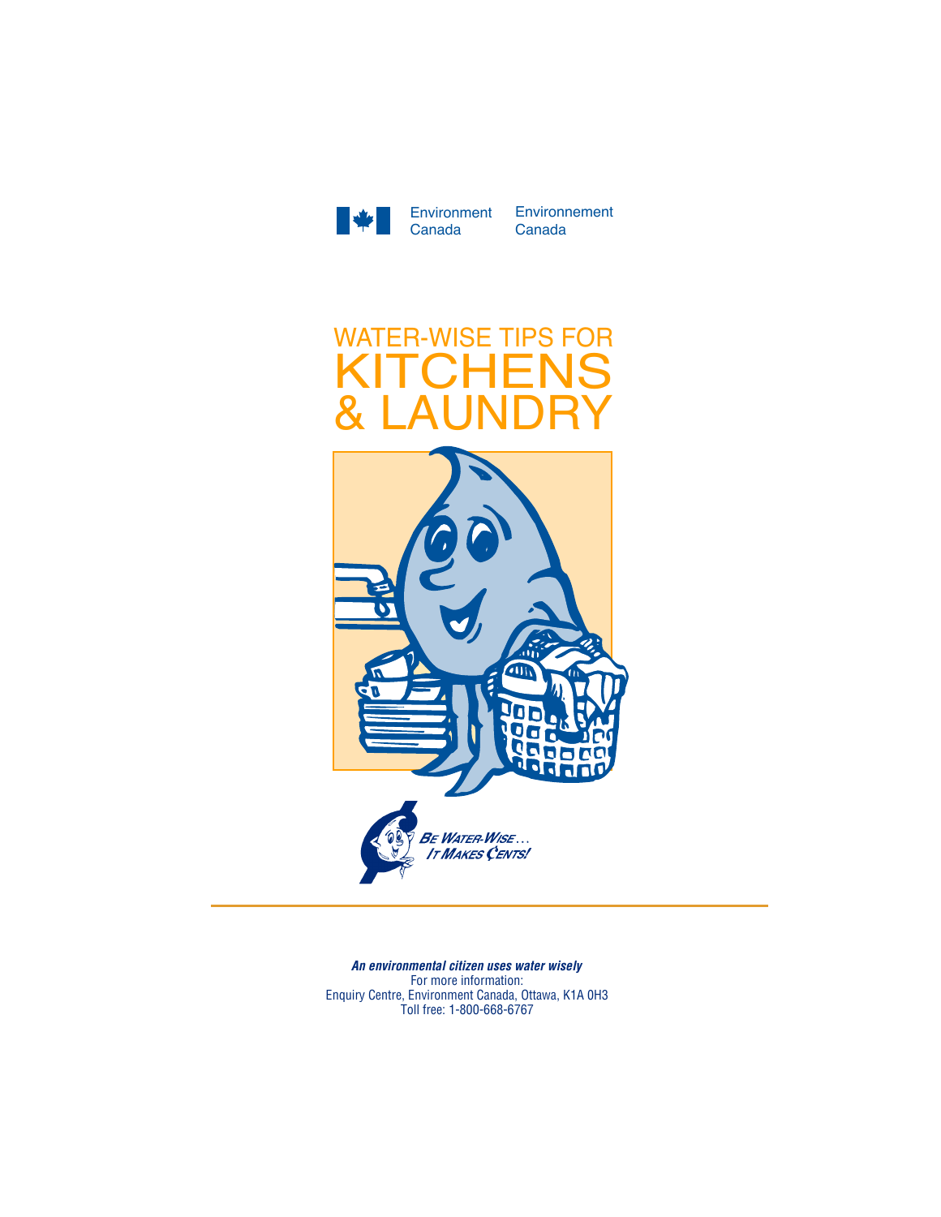Environment Canada | Environnement Canada

# WATER-WISE TIPS FOR KITCHENS & LAUNDRY

*Be Water-Wise… It Makes Cents!*

***An environmental citizen uses water wisely***

For more information:
Enquiry Centre, Environment Canada, Ottawa, K1A 0H3
Toll free: 1-800-668-6767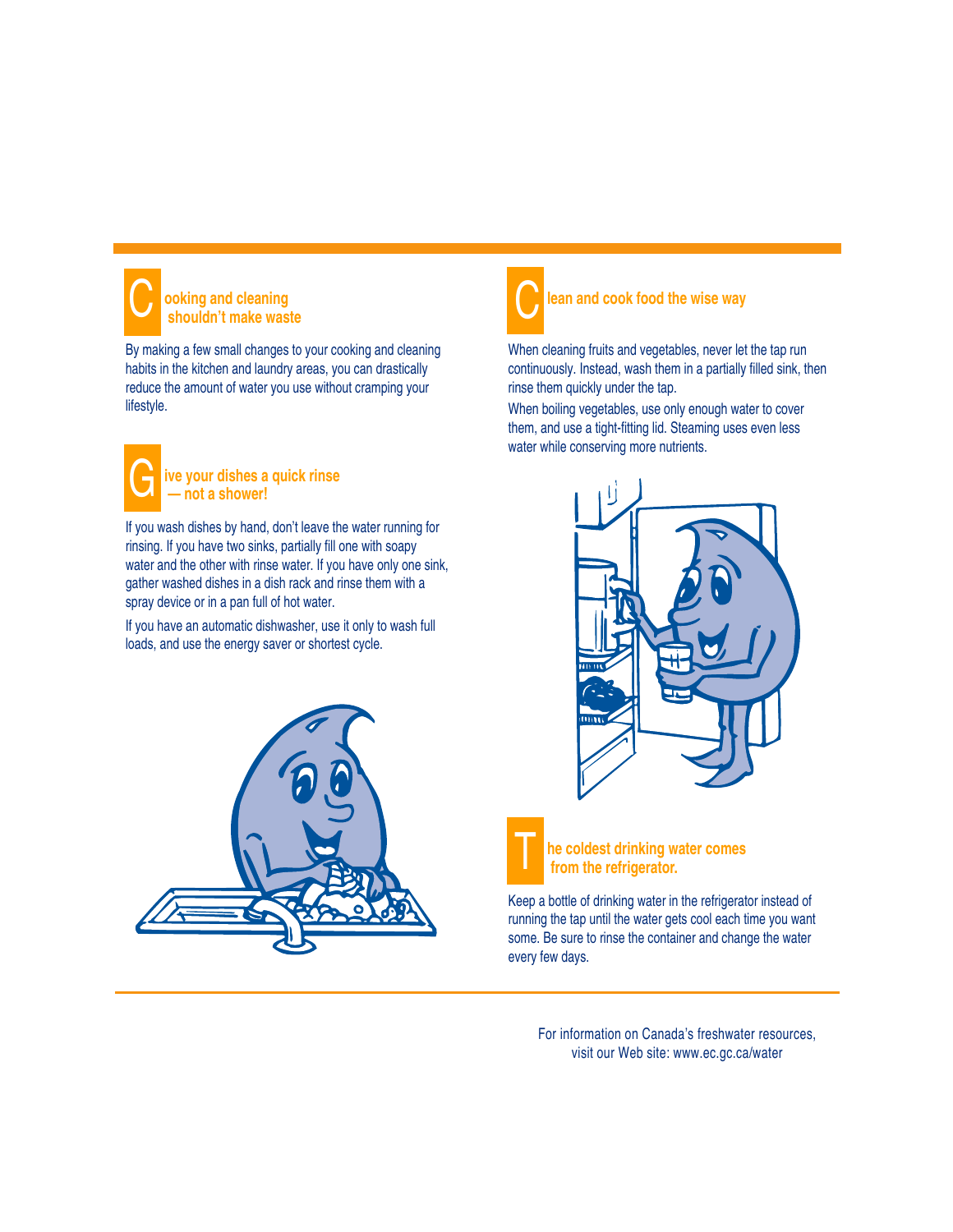## Cooking and cleaning shouldn't make waste

By making a few small changes to your cooking and cleaning habits in the kitchen and laundry areas, you can drastically reduce the amount of water you use without cramping your lifestyle.

## Give your dishes a quick rinse — not a shower!

If you wash dishes by hand, don't leave the water running for rinsing. If you have two sinks, partially fill one with soapy water and the other with rinse water. If you have only one sink, gather washed dishes in a dish rack and rinse them with a spray device or in a pan full of hot water.

If you have an automatic dishwasher, use it only to wash full loads, and use the energy saver or shortest cycle.

## Clean and cook food the wise way

When cleaning fruits and vegetables, never let the tap run continuously. Instead, wash them in a partially filled sink, then rinse them quickly under the tap.

When boiling vegetables, use only enough water to cover them, and use a tight-fitting lid. Steaming uses even less water while conserving more nutrients.

## The coldest drinking water comes from the refrigerator.

Keep a bottle of drinking water in the refrigerator instead of running the tap until the water gets cool each time you want some. Be sure to rinse the container and change the water every few days.

For information on Canada's freshwater resources, visit our Web site: www.ec.gc.ca/water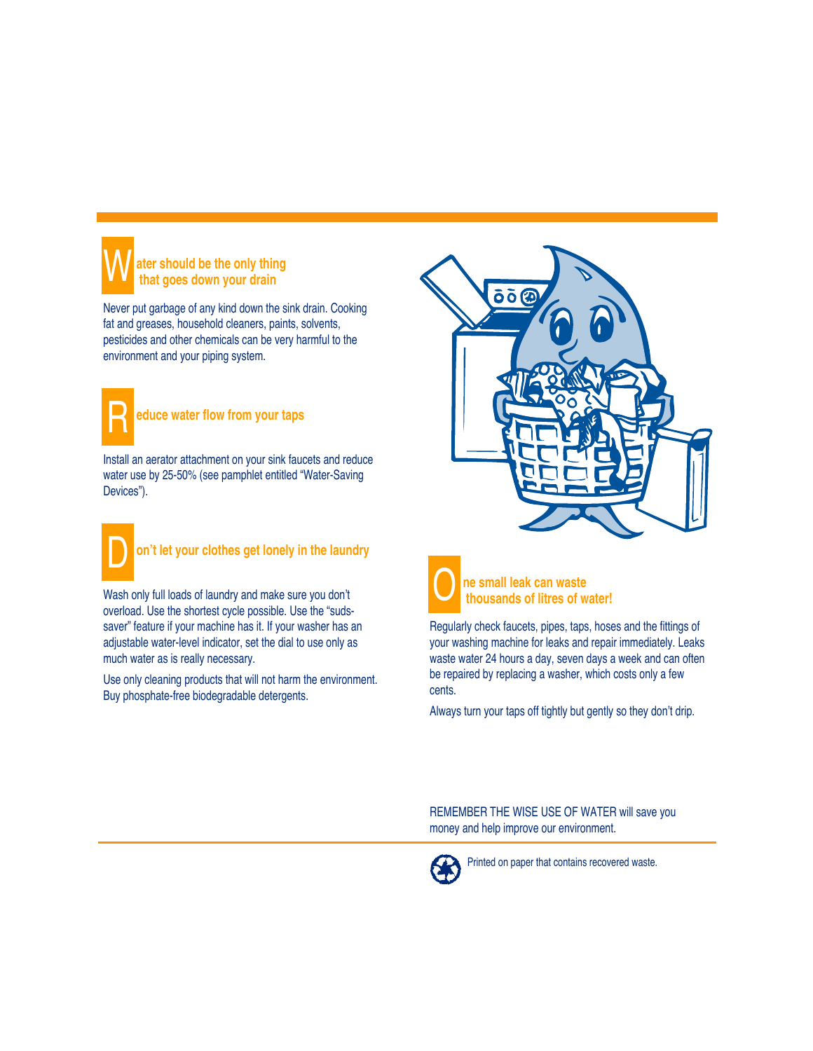## Water should be the only thing that goes down your drain

Never put garbage of any kind down the sink drain. Cooking fat and greases, household cleaners, paints, solvents, pesticides and other chemicals can be very harmful to the environment and your piping system.

## Reduce water flow from your taps

Install an aerator attachment on your sink faucets and reduce water use by 25-50% (see pamphlet entitled "Water-Saving Devices").

## Don't let your clothes get lonely in the laundry

Wash only full loads of laundry and make sure you don't overload. Use the shortest cycle possible. Use the "suds-saver" feature if your machine has it. If your washer has an adjustable water-level indicator, set the dial to use only as much water as is really necessary.

Use only cleaning products that will not harm the environment. Buy phosphate-free biodegradable detergents.

## One small leak can waste thousands of litres of water!

Regularly check faucets, pipes, taps, hoses and the fittings of your washing machine for leaks and repair immediately. Leaks waste water 24 hours a day, seven days a week and can often be repaired by replacing a washer, which costs only a few cents.

Always turn your taps off tightly but gently so they don't drip.

REMEMBER THE WISE USE OF WATER will save you money and help improve our environment.

Printed on paper that contains recovered waste.